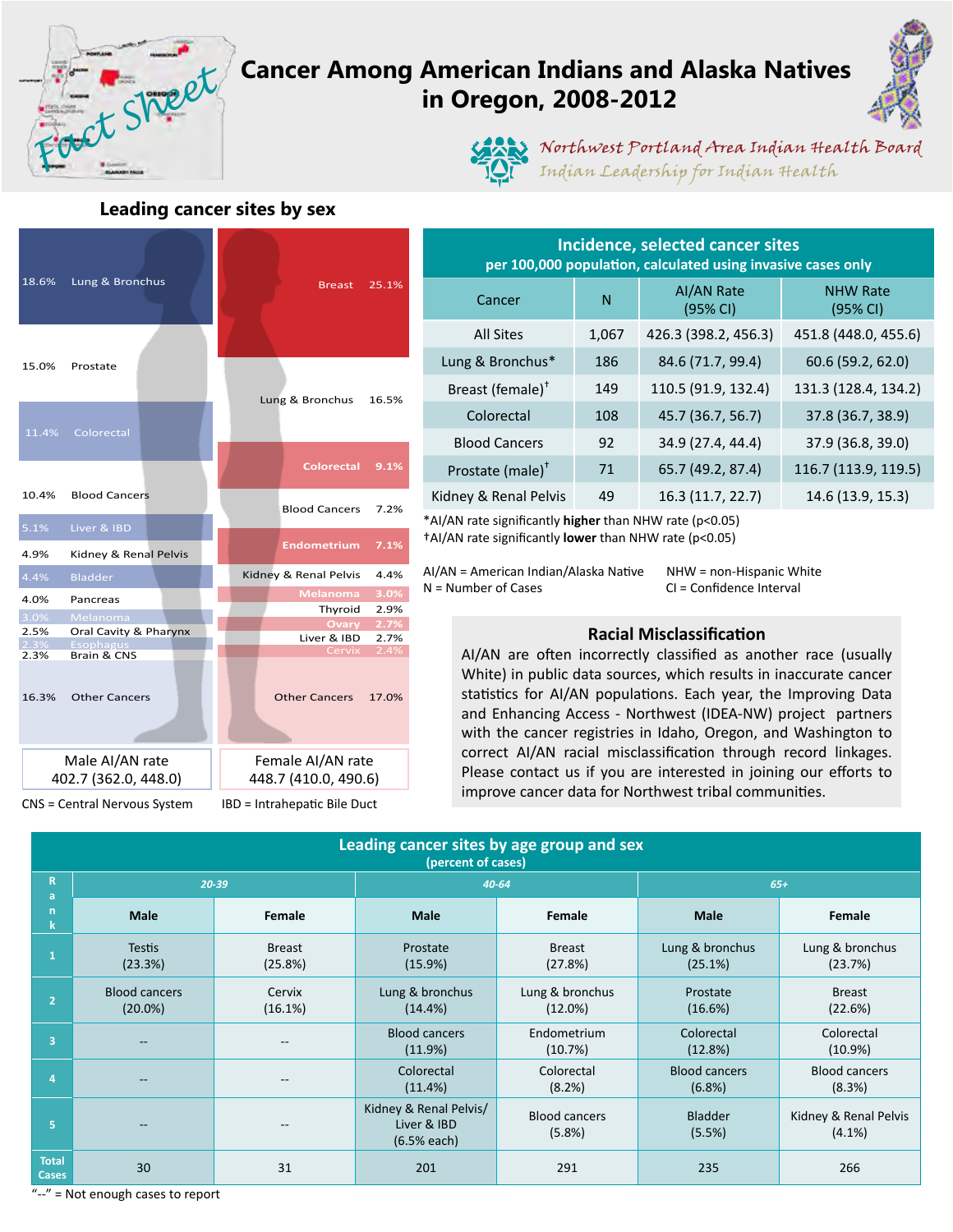# Cancer Among American Indians and Alaska Natives in Oregon, 2008-2012

Fact Sheet

Northwest Portland Area Indian Health Board
Indian Leadership for Indian Health

## Leading cancer sites by sex

18.6% Lung & Bronchus
15.0% Prostate
11.4% Colorectal
10.4% Blood Cancers
5.1% Liver & IBD
4.9% Kidney & Renal Pelvis
4.4% Bladder
4.0% Pancreas
3.0% Melanoma
2.5% Oral Cavity & Pharynx
2.3% Esophagus
2.3% Brain & CNS
16.3% Other Cancers

Male AI/AN rate
402.7 (362.0, 448.0)

Breast 25.1%
Lung & Bronchus 16.5%
Colorectal 9.1%
Blood Cancers 7.2%
Endometrium 7.1%
Kidney & Renal Pelvis 4.4%
Melanoma 3.0%
Thyroid 2.9%
Ovary 2.7%
Liver & IBD 2.7%
Cervix 2.4%
Other Cancers 17.0%

Female AI/AN rate
448.7 (410.0, 490.6)

CNS = Central Nervous System
IBD = Intrahepatic Bile Duct

## Incidence, selected cancer sites

per 100,000 population, calculated using invasive cases only

| Cancer | N | AI/AN Rate (95% CI) | NHW Rate (95% CI) |
|---|---|---|---|
| All Sites | 1,067 | 426.3 (398.2, 456.3) | 451.8 (448.0, 455.6) |
| Lung & Bronchus* | 186 | 84.6 (71.7, 99.4) | 60.6 (59.2, 62.0) |
| Breast (female)† | 149 | 110.5 (91.9, 132.4) | 131.3 (128.4, 134.2) |
| Colorectal | 108 | 45.7 (36.7, 56.7) | 37.8 (36.7, 38.9) |
| Blood Cancers | 92 | 34.9 (27.4, 44.4) | 37.9 (36.8, 39.0) |
| Prostate (male)† | 71 | 65.7 (49.2, 87.4) | 116.7 (113.9, 119.5) |
| Kidney & Renal Pelvis | 49 | 16.3 (11.7, 22.7) | 14.6 (13.9, 15.3) |

*AI/AN rate significantly **higher** than NHW rate ($p<0.05$)
†AI/AN rate significantly **lower** than NHW rate ($p<0.05$)

AI/AN = American Indian/Alaska Native
N = Number of Cases
NHW = non-Hispanic White
CI = Confidence Interval

### Racial Misclassification

AI/AN are often incorrectly classified as another race (usually White) in public data sources, which results in inaccurate cancer statistics for AI/AN populations. Each year, the Improving Data and Enhancing Access - Northwest (IDEA-NW) project partners with the cancer registries in Idaho, Oregon, and Washington to correct AI/AN racial misclassification through record linkages. Please contact us if you are interested in joining our efforts to improve cancer data for Northwest tribal communities.

## Leading cancer sites by age group and sex

(percent of cases)

| Rank | 20-39 | | 40-64 | | 65+ | |
|---|---|---|---|---|---|---|
| | Male | Female | Male | Female | Male | Female |
| 1 | Testis (23.3%) | Breast (25.8%) | Prostate (15.9%) | Breast (27.8%) | Lung & bronchus (25.1%) | Lung & bronchus (23.7%) |
| 2 | Blood cancers (20.0%) | Cervix (16.1%) | Lung & bronchus (14.4%) | Lung & bronchus (12.0%) | Prostate (16.6%) | Breast (22.6%) |
| 3 | -- | -- | Blood cancers (11.9%) | Endometrium (10.7%) | Colorectal (12.8%) | Colorectal (10.9%) |
| 4 | -- | -- | Colorectal (11.4%) | Colorectal (8.2%) | Blood cancers (6.8%) | Blood cancers (8.3%) |
| 5 | -- | -- | Kidney & Renal Pelvis/ Liver & IBD (6.5% each) | Blood cancers (5.8%) | Bladder (5.5%) | Kidney & Renal Pelvis (4.1%) |
| Total Cases | 30 | 31 | 201 | 291 | 235 | 266 |

"--" = Not enough cases to report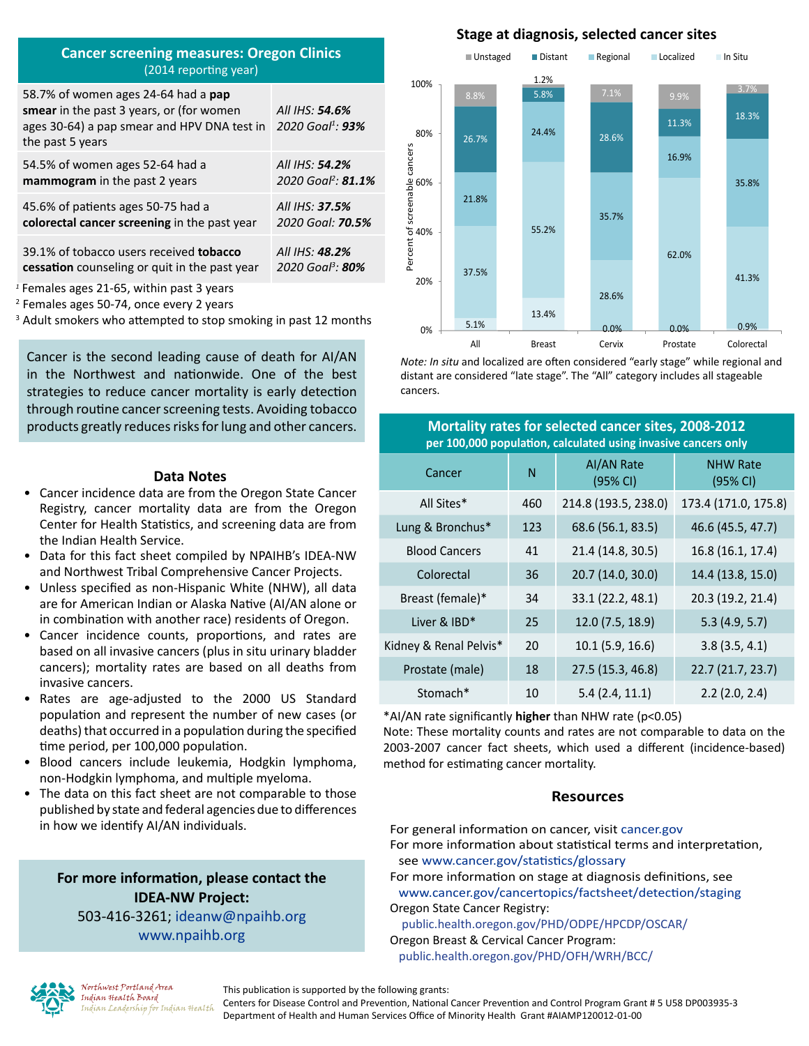## Cancer screening measures: Oregon Clinics
(2014 reporting year)

| | |
|---|---|
| 58.7% of women ages 24-64 had a **pap smear** in the past 3 years, or (for women ages 30-64) a pap smear and HPV DNA test in the past 5 years | *All IHS: **54.6%*** *2020 Goal[1]: **93%*** |
| 54.5% of women ages 52-64 had a **mammogram** in the past 2 years | *All IHS: **54.2%*** *2020 Goal[2]: **81.1%*** |
| 45.6% of patients ages 50-75 had a **colorectal cancer screening** in the past year | *All IHS: **37.5%*** *2020 Goal: **70.5%*** |
| 39.1% of tobacco users received **tobacco cessation** counseling or quit in the past year | *All IHS: **48.2%*** *2020 Goal[3]: **80%*** |

[1] Females ages 21-65, within past 3 years
[2] Females ages 50-74, once every 2 years
[3] Adult smokers who attempted to stop smoking in past 12 months

Cancer is the second leading cause of death for AI/AN in the Northwest and nationwide. One of the best strategies to reduce cancer mortality is early detection through routine cancer screening tests. Avoiding tobacco products greatly reduces risks for lung and other cancers.

### Data Notes

- Cancer incidence data are from the Oregon State Cancer Registry, cancer mortality data are from the Oregon Center for Health Statistics, and screening data are from the Indian Health Service.
- Data for this fact sheet compiled by NPAIHB's IDEA-NW and Northwest Tribal Comprehensive Cancer Projects.
- Unless specified as non-Hispanic White (NHW), all data are for American Indian or Alaska Native (AI/AN alone or in combination with another race) residents of Oregon.
- Cancer incidence counts, proportions, and rates are based on all invasive cancers (plus in situ urinary bladder cancers); mortality rates are based on all deaths from invasive cancers.
- Rates are age-adjusted to the 2000 US Standard population and represent the number of new cases (or deaths) that occurred in a population during the specified time period, per 100,000 population.
- Blood cancers include leukemia, Hodgkin lymphoma, non-Hodgkin lymphoma, and multiple myeloma.
- The data on this fact sheet are not comparable to those published by state and federal agencies due to differences in how we identify AI/AN individuals.

**For more information, please contact the IDEA-NW Project:**
503-416-3261; ideanw@npaihb.org
www.npaihb.org

## Stage at diagnosis, selected cancer sites

Unstaged | Distant | Regional | Localized | In Situ

Percent of screenable cancers: 0%, 20%, 40%, 60%, 80%, 100%

All: 5.1%, 37.5%, 21.8%, 26.7%, 8.8%
Breast: 13.4%, 55.2%, 24.4%, 5.8%, 1.2%
Cervix: 0.0%, 28.6%, 35.7%, 28.6%, 7.1%
Prostate: 0.0%, 62.0%, 16.9%, 11.3%, 9.9%
Colorectal: 0.9%, 41.3%, 35.8%, 18.3%, 3.7%

*Note: In situ* and localized are often considered "early stage" while regional and distant are considered "late stage". The "All" category includes all stageable cancers.

## Mortality rates for selected cancer sites, 2008-2012
**per 100,000 population, calculated using invasive cancers only**

| Cancer | N | AI/AN Rate (95% CI) | NHW Rate (95% CI) |
|---|---|---|---|
| All Sites* | 460 | 214.8 (193.5, 238.0) | 173.4 (171.0, 175.8) |
| Lung & Bronchus* | 123 | 68.6 (56.1, 83.5) | 46.6 (45.5, 47.7) |
| Blood Cancers | 41 | 21.4 (14.8, 30.5) | 16.8 (16.1, 17.4) |
| Colorectal | 36 | 20.7 (14.0, 30.0) | 14.4 (13.8, 15.0) |
| Breast (female)* | 34 | 33.1 (22.2, 48.1) | 20.3 (19.2, 21.4) |
| Liver & IBD* | 25 | 12.0 (7.5, 18.9) | 5.3 (4.9, 5.7) |
| Kidney & Renal Pelvis* | 20 | 10.1 (5.9, 16.6) | 3.8 (3.5, 4.1) |
| Prostate (male) | 18 | 27.5 (15.3, 46.8) | 22.7 (21.7, 23.7) |
| Stomach* | 10 | 5.4 (2.4, 11.1) | 2.2 (2.0, 2.4) |

*AI/AN rate significantly **higher** than NHW rate ($p<0.05$)
Note: These mortality counts and rates are not comparable to data on the 2003-2007 cancer fact sheets, which used a different (incidence-based) method for estimating cancer mortality.

### Resources

For general information on cancer, visit cancer.gov
For more information about statistical terms and interpretation, see www.cancer.gov/statistics/glossary
For more information on stage at diagnosis definitions, see www.cancer.gov/cancertopics/factsheet/detection/staging
Oregon State Cancer Registry:
public.health.oregon.gov/PHD/ODPE/HPCDP/OSCAR/
Oregon Breast & Cervical Cancer Program:
public.health.oregon.gov/PHD/OFH/WRH/BCC/

Northwest Portland Area Indian Health Board
Indian Leadership for Indian Health

This publication is supported by the following grants:
Centers for Disease Control and Prevention, National Cancer Prevention and Control Program Grant # 5 U58 DP003935-3
Department of Health and Human Services Office of Minority Health Grant #AIAMP120012-01-00